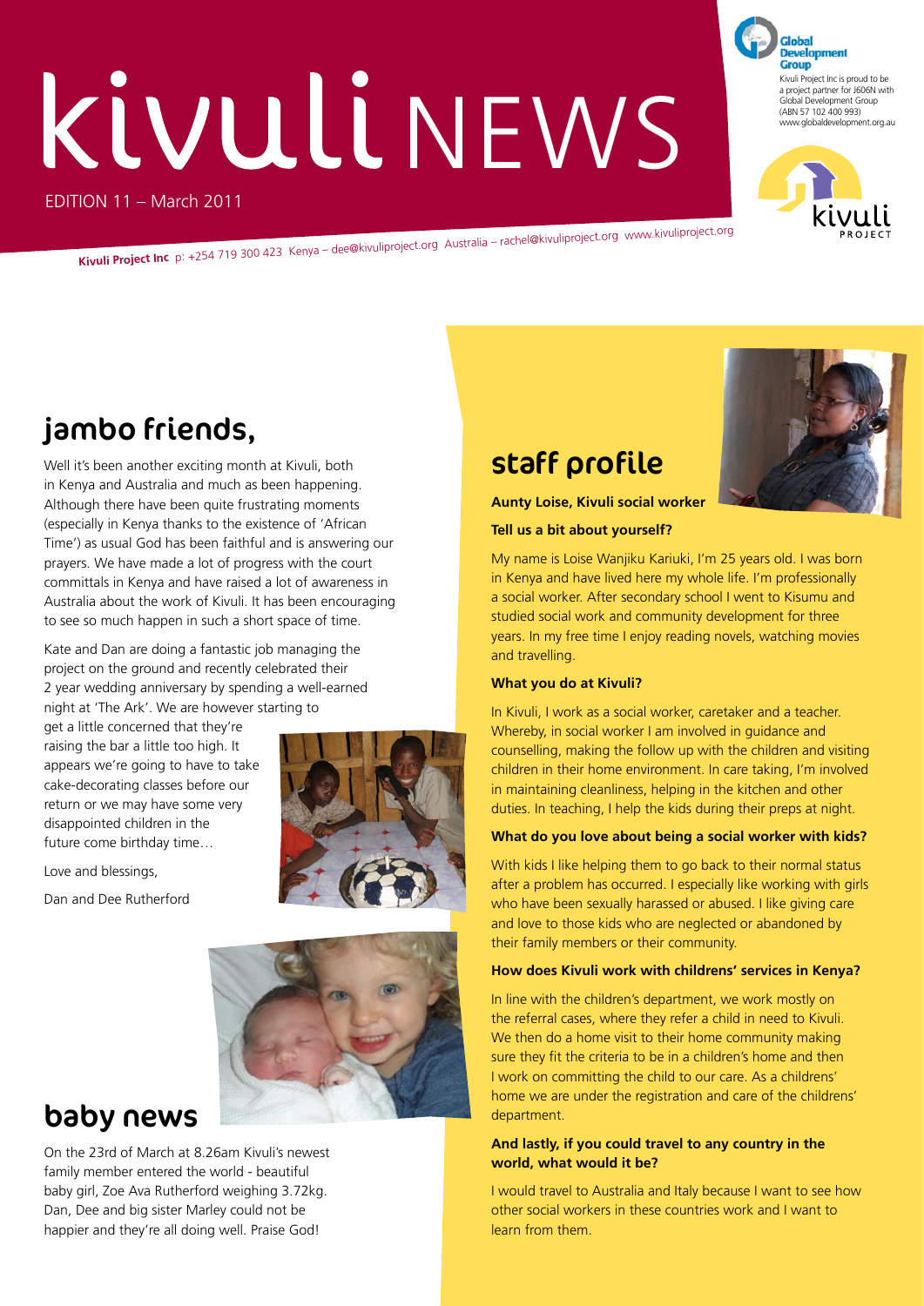# kivuli NEWS

EDITION 11 – March 2011

Kivuli Project Inc is proud to be a project partner for J606N with Global Development Group (ABN 57 102 400 993) www.globaldevelopment.org.au

**Kivuli Project Inc** p: +254 719 300 423 Kenya – dee@kivuliproject.org Australia – rachel@kivuliproject.org www.kivuliproject.org

## jambo friends,

Well it's been another exciting month at Kivuli, both in Kenya and Australia and much as been happening. Although there have been quite frustrating moments (especially in Kenya thanks to the existence of 'African Time') as usual God has been faithful and is answering our prayers. We have made a lot of progress with the court committals in Kenya and have raised a lot of awareness in Australia about the work of Kivuli. It has been encouraging to see so much happen in such a short space of time.

Kate and Dan are doing a fantastic job managing the project on the ground and recently celebrated their 2 year wedding anniversary by spending a well-earned night at 'The Ark'. We are however starting to get a little concerned that they're raising the bar a little too high. It appears we're going to have to take cake-decorating classes before our return or we may have some very disappointed children in the future come birthday time…

Love and blessings,

Dan and Dee Rutherford

## baby news

On the 23rd of March at 8.26am Kivuli's newest family member entered the world - beautiful baby girl, Zoe Ava Rutherford weighing 3.72kg. Dan, Dee and big sister Marley could not be happier and they're all doing well. Praise God!

## staff profile

**Aunty Loise, Kivuli social worker**

**Tell us a bit about yourself?**

My name is Loise Wanjiku Kariuki, I'm 25 years old. I was born in Kenya and have lived here my whole life. I'm professionally a social worker. After secondary school I went to Kisumu and studied social work and community development for three years. In my free time I enjoy reading novels, watching movies and travelling.

**What you do at Kivuli?**

In Kivuli, I work as a social worker, caretaker and a teacher. Whereby, in social worker I am involved in guidance and counselling, making the follow up with the children and visiting children in their home environment. In care taking, I'm involved in maintaining cleanliness, helping in the kitchen and other duties. In teaching, I help the kids during their preps at night.

**What do you love about being a social worker with kids?**

With kids I like helping them to go back to their normal status after a problem has occurred. I especially like working with girls who have been sexually harassed or abused. I like giving care and love to those kids who are neglected or abandoned by their family members or their community.

**How does Kivuli work with childrens' services in Kenya?**

In line with the children's department, we work mostly on the referral cases, where they refer a child in need to Kivuli. We then do a home visit to their home community making sure they fit the criteria to be in a children's home and then I work on committing the child to our care. As a childrens' home we are under the registration and care of the childrens' department.

**And lastly, if you could travel to any country in the world, what would it be?**

I would travel to Australia and Italy because I want to see how other social workers in these countries work and I want to learn from them.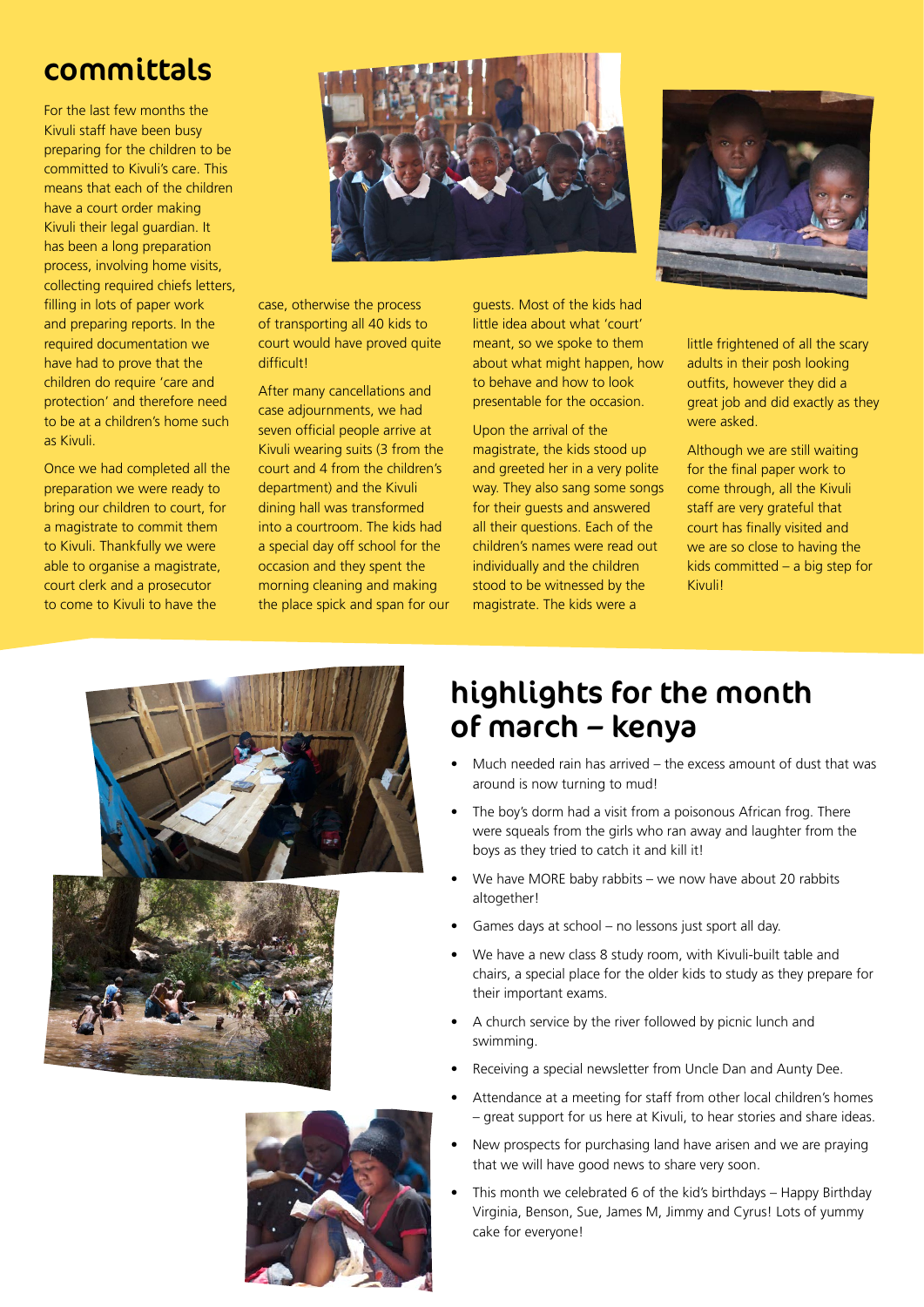## committals

For the last few months the Kivuli staff have been busy preparing for the children to be committed to Kivuli's care. This means that each of the children have a court order making Kivuli their legal guardian. It has been a long preparation process, involving home visits, collecting required chiefs letters, filling in lots of paper work and preparing reports. In the required documentation we have had to prove that the children do require 'care and protection' and therefore need to be at a children's home such as Kivuli.

Once we had completed all the preparation we were ready to bring our children to court, for a magistrate to commit them to Kivuli. Thankfully we were able to organise a magistrate, court clerk and a prosecutor to come to Kivuli to have the case, otherwise the process of transporting all 40 kids to court would have proved quite difficult!

After many cancellations and case adjournments, we had seven official people arrive at Kivuli wearing suits (3 from the court and 4 from the children's department) and the Kivuli dining hall was transformed into a courtroom. The kids had a special day off school for the occasion and they spent the morning cleaning and making the place spick and span for our guests. Most of the kids had little idea about what 'court' meant, so we spoke to them about what might happen, how to behave and how to look presentable for the occasion.

Upon the arrival of the magistrate, the kids stood up and greeted her in a very polite way. They also sang some songs for their guests and answered all their questions. Each of the children's names were read out individually and the children stood to be witnessed by the magistrate. The kids were a little frightened of all the scary adults in their posh looking outfits, however they did a great job and did exactly as they were asked.

Although we are still waiting for the final paper work to come through, all the Kivuli staff are very grateful that court has finally visited and we are so close to having the kids committed – a big step for Kivuli!

## highlights for the month of march – kenya

- Much needed rain has arrived – the excess amount of dust that was around is now turning to mud!
- The boy's dorm had a visit from a poisonous African frog. There were squeals from the girls who ran away and laughter from the boys as they tried to catch it and kill it!
- We have MORE baby rabbits – we now have about 20 rabbits altogether!
- Games days at school – no lessons just sport all day.
- We have a new class 8 study room, with Kivuli-built table and chairs, a special place for the older kids to study as they prepare for their important exams.
- A church service by the river followed by picnic lunch and swimming.
- Receiving a special newsletter from Uncle Dan and Aunty Dee.
- Attendance at a meeting for staff from other local children's homes – great support for us here at Kivuli, to hear stories and share ideas.
- New prospects for purchasing land have arisen and we are praying that we will have good news to share very soon.
- This month we celebrated 6 of the kid's birthdays – Happy Birthday Virginia, Benson, Sue, James M, Jimmy and Cyrus! Lots of yummy cake for everyone!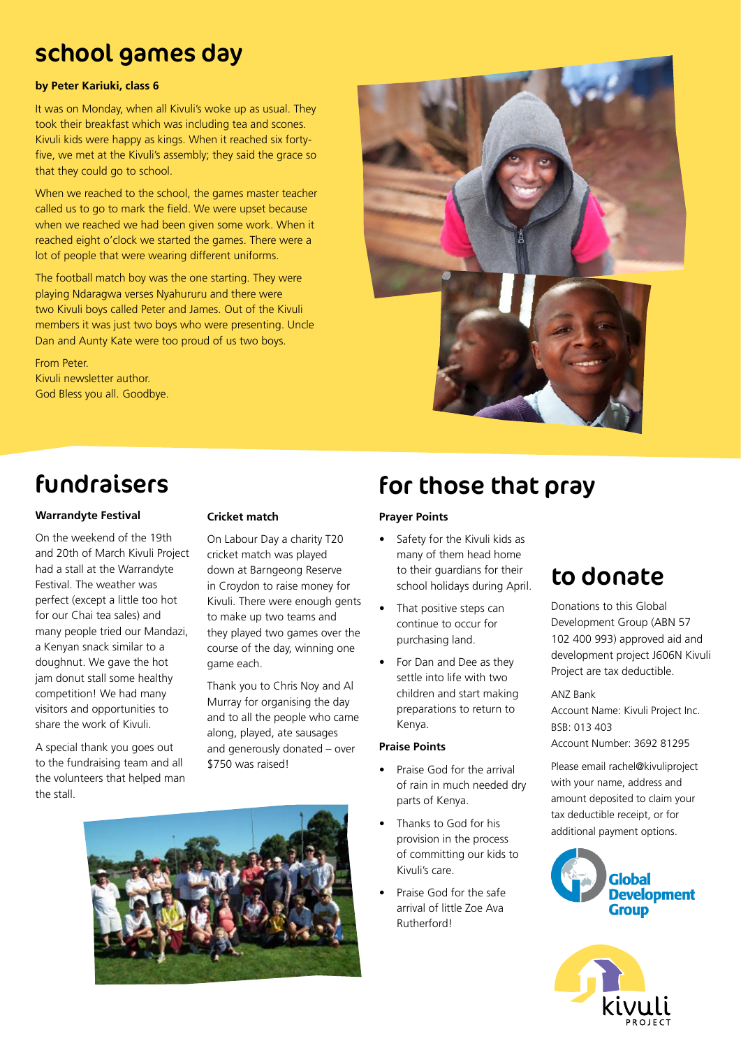# school games day

**by Peter Kariuki, class 6**

It was on Monday, when all Kivuli's woke up as usual. They took their breakfast which was including tea and scones. Kivuli kids were happy as kings. When it reached six forty-five, we met at the Kivuli's assembly; they said the grace so that they could go to school.

When we reached to the school, the games master teacher called us to go to mark the field. We were upset because when we reached we had been given some work. When it reached eight o'clock we started the games. There were a lot of people that were wearing different uniforms.

The football match boy was the one starting. They were playing Ndaragwa verses Nyahururu and there were two Kivuli boys called Peter and James. Out of the Kivuli members it was just two boys who were presenting. Uncle Dan and Aunty Kate were too proud of us two boys.

From Peter.
Kivuli newsletter author.
God Bless you all. Goodbye.

# fundraisers

**Warrandyte Festival**

On the weekend of the 19th and 20th of March Kivuli Project had a stall at the Warrandyte Festival. The weather was perfect (except a little too hot for our Chai tea sales) and many people tried our Mandazi, a Kenyan snack similar to a doughnut. We gave the hot jam donut stall some healthy competition! We had many visitors and opportunities to share the work of Kivuli.

A special thank you goes out to the fundraising team and all the volunteers that helped man the stall.

**Cricket match**

On Labour Day a charity T20 cricket match was played down at Barngeong Reserve in Croydon to raise money for Kivuli. There were enough gents to make up two teams and they played two games over the course of the day, winning one game each.

Thank you to Chris Noy and Al Murray for organising the day and to all the people who came along, played, ate sausages and generously donated – over $750 was raised!

# for those that pray

**Prayer Points**

- Safety for the Kivuli kids as many of them head home to their guardians for their school holidays during April.
- That positive steps can continue to occur for purchasing land.
- For Dan and Dee as they settle into life with two children and start making preparations to return to Kenya.

**Praise Points**

- Praise God for the arrival of rain in much needed dry parts of Kenya.
- Thanks to God for his provision in the process of committing our kids to Kivuli's care.
- Praise God for the safe arrival of little Zoe Ava Rutherford!

# to donate

Donations to this Global Development Group (ABN 57 102 400 993) approved aid and development project J606N Kivuli Project are tax deductible.

ANZ Bank
Account Name: Kivuli Project Inc.
BSB: 013 403
Account Number: 3692 81295

Please email rachel@kivuliproject with your name, address and amount deposited to claim your tax deductible receipt, or for additional payment options.

Global Development Group

kivuli PROJECT